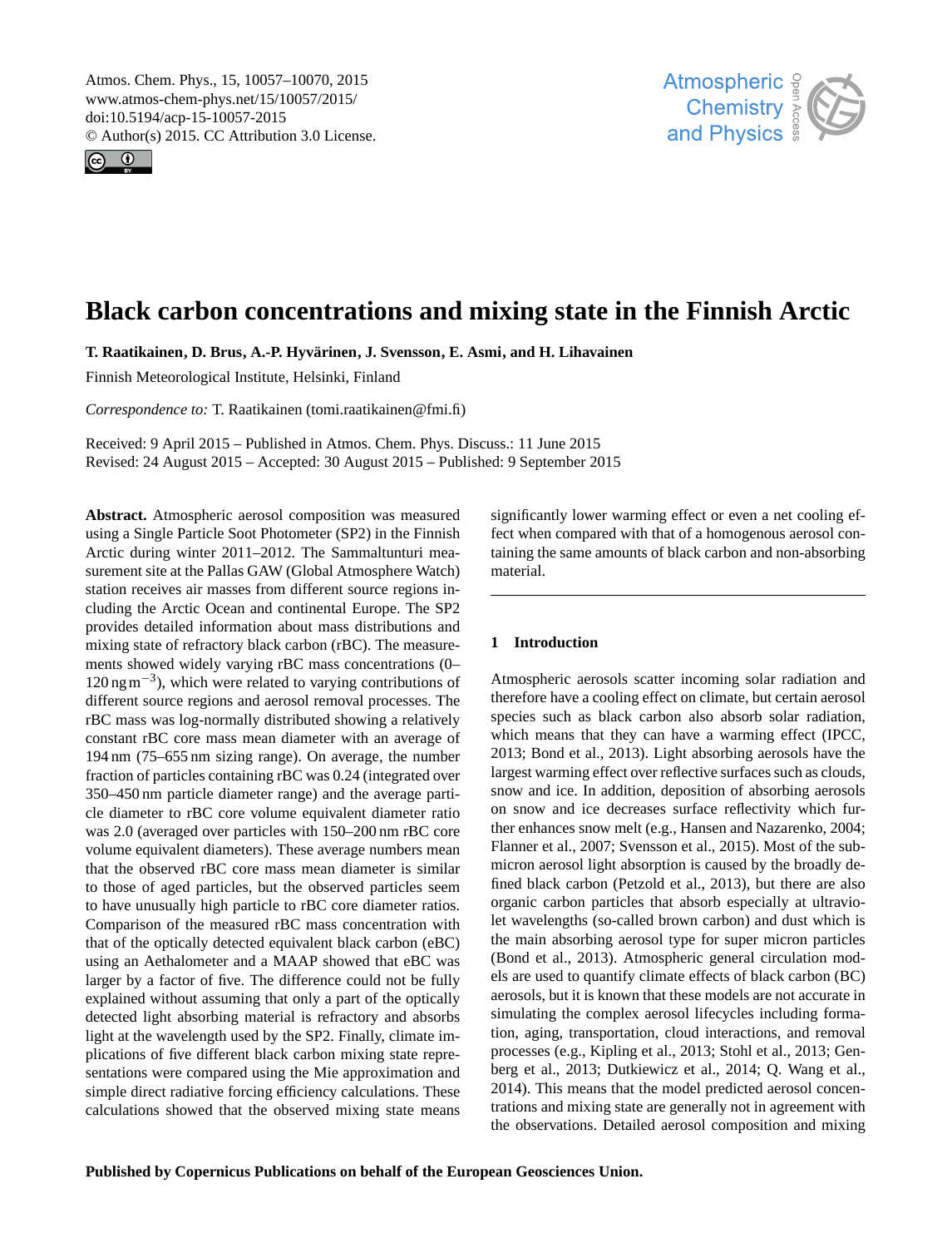# Black carbon concentrations and mixing state in the Finnish Arctic

**T. Raatikainen, D. Brus, A.-P. Hyvärinen, J. Svensson, E. Asmi, and H. Lihavainen**

Finnish Meteorological Institute, Helsinki, Finland

*Correspondence to:* T. Raatikainen (tomi.raatikainen@fmi.fi)

Received: 9 April 2015 – Published in Atmos. Chem. Phys. Discuss.: 11 June 2015
Revised: 24 August 2015 – Accepted: 30 August 2015 – Published: 9 September 2015

**Abstract.** Atmospheric aerosol composition was measured using a Single Particle Soot Photometer (SP2) in the Finnish Arctic during winter 2011–2012. The Sammaltunturi measurement site at the Pallas GAW (Global Atmosphere Watch) station receives air masses from different source regions including the Arctic Ocean and continental Europe. The SP2 provides detailed information about mass distributions and mixing state of refractory black carbon (rBC). The measurements showed widely varying rBC mass concentrations (0–120 ng m$^{-3}$), which were related to varying contributions of different source regions and aerosol removal processes. The rBC mass was log-normally distributed showing a relatively constant rBC core mass mean diameter with an average of 194 nm (75–655 nm sizing range). On average, the number fraction of particles containing rBC was 0.24 (integrated over 350–450 nm particle diameter range) and the average particle diameter to rBC core volume equivalent diameter ratio was 2.0 (averaged over particles with 150–200 nm rBC core volume equivalent diameters). These average numbers mean that the observed rBC core mass mean diameter is similar to those of aged particles, but the observed particles seem to have unusually high particle to rBC core diameter ratios. Comparison of the measured rBC mass concentration with that of the optically detected equivalent black carbon (eBC) using an Aethalometer and a MAAP showed that eBC was larger by a factor of five. The difference could not be fully explained without assuming that only a part of the optically detected light absorbing material is refractory and absorbs light at the wavelength used by the SP2. Finally, climate implications of five different black carbon mixing state representations were compared using the Mie approximation and simple direct radiative forcing efficiency calculations. These calculations showed that the observed mixing state means significantly lower warming effect or even a net cooling effect when compared with that of a homogenous aerosol containing the same amounts of black carbon and non-absorbing material.

## 1 Introduction

Atmospheric aerosols scatter incoming solar radiation and therefore have a cooling effect on climate, but certain aerosol species such as black carbon also absorb solar radiation, which means that they can have a warming effect (IPCC, 2013; Bond et al., 2013). Light absorbing aerosols have the largest warming effect over reflective surfaces such as clouds, snow and ice. In addition, deposition of absorbing aerosols on snow and ice decreases surface reflectivity which further enhances snow melt (e.g., Hansen and Nazarenko, 2004; Flanner et al., 2007; Svensson et al., 2015). Most of the submicron aerosol light absorption is caused by the broadly defined black carbon (Petzold et al., 2013), but there are also organic carbon particles that absorb especially at ultraviolet wavelengths (so-called brown carbon) and dust which is the main absorbing aerosol type for super micron particles (Bond et al., 2013). Atmospheric general circulation models are used to quantify climate effects of black carbon (BC) aerosols, but it is known that these models are not accurate in simulating the complex aerosol lifecycles including formation, aging, transportation, cloud interactions, and removal processes (e.g., Kipling et al., 2013; Stohl et al., 2013; Genberg et al., 2013; Dutkiewicz et al., 2014; Q. Wang et al., 2014). This means that the model predicted aerosol concentrations and mixing state are generally not in agreement with the observations. Detailed aerosol composition and mixing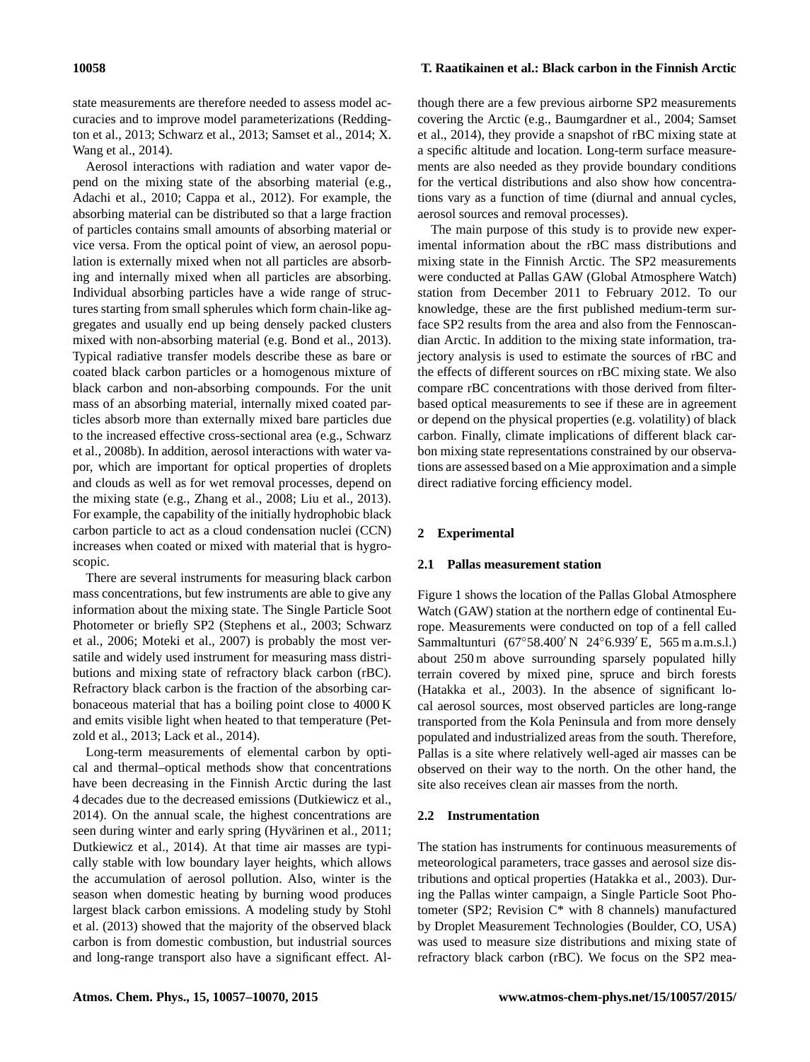state measurements are therefore needed to assess model accuracies and to improve model parameterizations (Reddington et al., 2013; Schwarz et al., 2013; Samset et al., 2014; X. Wang et al., 2014).

Aerosol interactions with radiation and water vapor depend on the mixing state of the absorbing material (e.g., Adachi et al., 2010; Cappa et al., 2012). For example, the absorbing material can be distributed so that a large fraction of particles contains small amounts of absorbing material or vice versa. From the optical point of view, an aerosol population is externally mixed when not all particles are absorbing and internally mixed when all particles are absorbing. Individual absorbing particles have a wide range of structures starting from small spherules which form chain-like aggregates and usually end up being densely packed clusters mixed with non-absorbing material (e.g. Bond et al., 2013). Typical radiative transfer models describe these as bare or coated black carbon particles or a homogenous mixture of black carbon and non-absorbing compounds. For the unit mass of an absorbing material, internally mixed coated particles absorb more than externally mixed bare particles due to the increased effective cross-sectional area (e.g., Schwarz et al., 2008b). In addition, aerosol interactions with water vapor, which are important for optical properties of droplets and clouds as well as for wet removal processes, depend on the mixing state (e.g., Zhang et al., 2008; Liu et al., 2013). For example, the capability of the initially hydrophobic black carbon particle to act as a cloud condensation nuclei (CCN) increases when coated or mixed with material that is hygroscopic.

There are several instruments for measuring black carbon mass concentrations, but few instruments are able to give any information about the mixing state. The Single Particle Soot Photometer or briefly SP2 (Stephens et al., 2003; Schwarz et al., 2006; Moteki et al., 2007) is probably the most versatile and widely used instrument for measuring mass distributions and mixing state of refractory black carbon (rBC). Refractory black carbon is the fraction of the absorbing carbonaceous material that has a boiling point close to 4000 K and emits visible light when heated to that temperature (Petzold et al., 2013; Lack et al., 2014).

Long-term measurements of elemental carbon by optical and thermal–optical methods show that concentrations have been decreasing in the Finnish Arctic during the last 4 decades due to the decreased emissions (Dutkiewicz et al., 2014). On the annual scale, the highest concentrations are seen during winter and early spring (Hyvärinen et al., 2011; Dutkiewicz et al., 2014). At that time air masses are typically stable with low boundary layer heights, which allows the accumulation of aerosol pollution. Also, winter is the season when domestic heating by burning wood produces largest black carbon emissions. A modeling study by Stohl et al. (2013) showed that the majority of the observed black carbon is from domestic combustion, but industrial sources and long-range transport also have a significant effect. Although there are a few previous airborne SP2 measurements covering the Arctic (e.g., Baumgardner et al., 2004; Samset et al., 2014), they provide a snapshot of rBC mixing state at a specific altitude and location. Long-term surface measurements are also needed as they provide boundary conditions for the vertical distributions and also show how concentrations vary as a function of time (diurnal and annual cycles, aerosol sources and removal processes).

The main purpose of this study is to provide new experimental information about the rBC mass distributions and mixing state in the Finnish Arctic. The SP2 measurements were conducted at Pallas GAW (Global Atmosphere Watch) station from December 2011 to February 2012. To our knowledge, these are the first published medium-term surface SP2 results from the area and also from the Fennoscandian Arctic. In addition to the mixing state information, trajectory analysis is used to estimate the sources of rBC and the effects of different sources on rBC mixing state. We also compare rBC concentrations with those derived from filter-based optical measurements to see if these are in agreement or depend on the physical properties (e.g. volatility) of black carbon. Finally, climate implications of different black carbon mixing state representations constrained by our observations are assessed based on a Mie approximation and a simple direct radiative forcing efficiency model.

## 2 Experimental

### 2.1 Pallas measurement station

Figure 1 shows the location of the Pallas Global Atmosphere Watch (GAW) station at the northern edge of continental Europe. Measurements were conducted on top of a fell called Sammaltunturi (67°58.400′ N 24°6.939′ E, 565 m a.m.s.l.) about 250 m above surrounding sparsely populated hilly terrain covered by mixed pine, spruce and birch forests (Hatakka et al., 2003). In the absence of significant local aerosol sources, most observed particles are long-range transported from the Kola Peninsula and from more densely populated and industrialized areas from the south. Therefore, Pallas is a site where relatively well-aged air masses can be observed on their way to the north. On the other hand, the site also receives clean air masses from the north.

### 2.2 Instrumentation

The station has instruments for continuous measurements of meteorological parameters, trace gasses and aerosol size distributions and optical properties (Hatakka et al., 2003). During the Pallas winter campaign, a Single Particle Soot Photometer (SP2; Revision C* with 8 channels) manufactured by Droplet Measurement Technologies (Boulder, CO, USA) was used to measure size distributions and mixing state of refractory black carbon (rBC). We focus on the SP2 mea-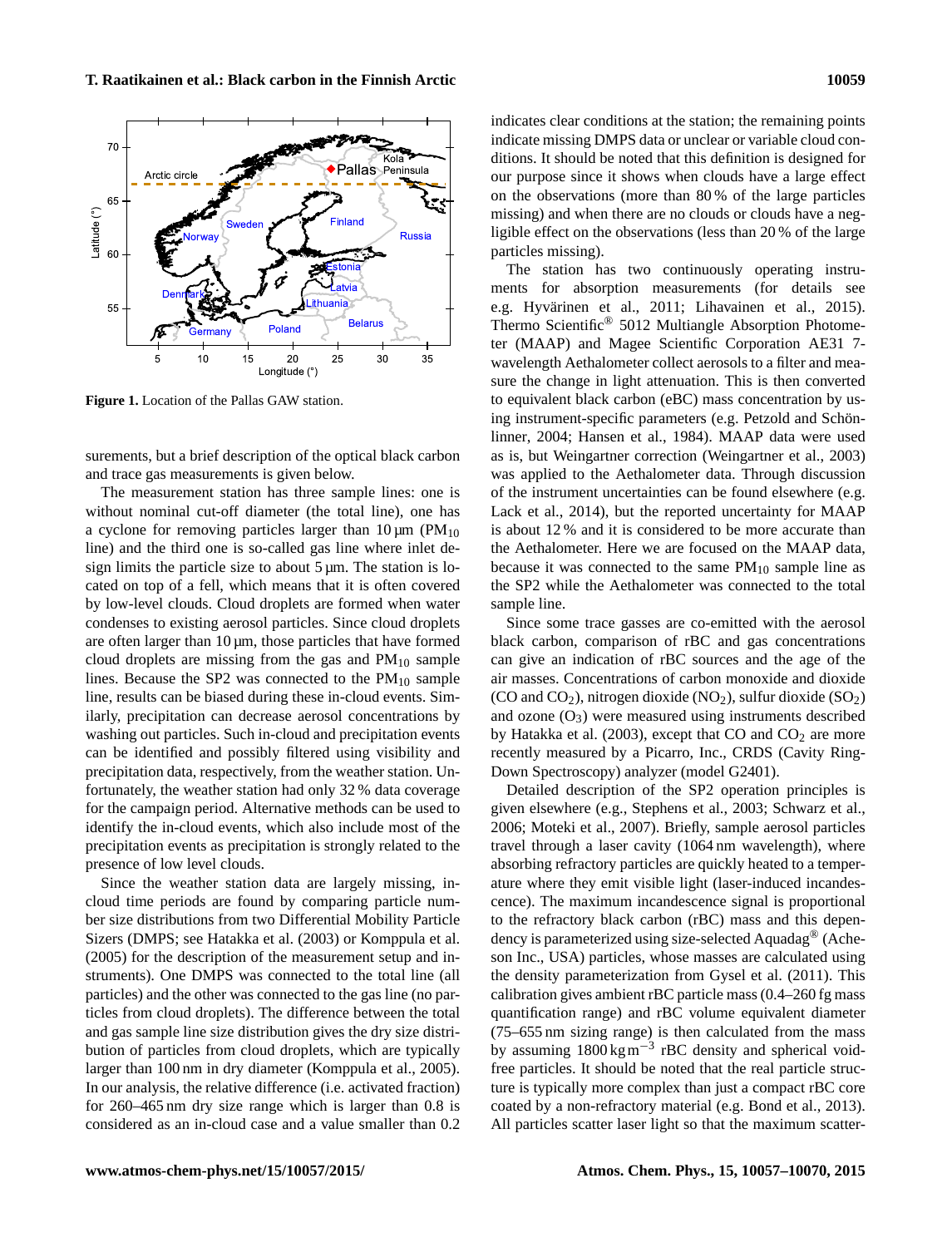Figure 1. Location of the Pallas GAW station.

surements, but a brief description of the optical black carbon and trace gas measurements is given below.

The measurement station has three sample lines: one is without nominal cut-off diameter (the total line), one has a cyclone for removing particles larger than 10 µm ($PM_{10}$ line) and the third one is so-called gas line where inlet design limits the particle size to about 5 µm. The station is located on top of a fell, which means that it is often covered by low-level clouds. Cloud droplets are formed when water condenses to existing aerosol particles. Since cloud droplets are often larger than 10 µm, those particles that have formed cloud droplets are missing from the gas and $PM_{10}$ sample lines. Because the SP2 was connected to the $PM_{10}$ sample line, results can be biased during these in-cloud events. Similarly, precipitation can decrease aerosol concentrations by washing out particles. Such in-cloud and precipitation events can be identified and possibly filtered using visibility and precipitation data, respectively, from the weather station. Unfortunately, the weather station had only 32 % data coverage for the campaign period. Alternative methods can be used to identify the in-cloud events, which also include most of the precipitation events as precipitation is strongly related to the presence of low level clouds.

Since the weather station data are largely missing, in-cloud time periods are found by comparing particle number size distributions from two Differential Mobility Particle Sizers (DMPS; see Hatakka et al. (2003) or Komppula et al. (2005) for the description of the measurement setup and instruments). One DMPS was connected to the total line (all particles) and the other was connected to the gas line (no particles from cloud droplets). The difference between the total and gas sample line size distribution gives the dry size distribution of particles from cloud droplets, which are typically larger than 100 nm in dry diameter (Komppula et al., 2005). In our analysis, the relative difference (i.e. activated fraction) for 260–465 nm dry size range which is larger than 0.8 is considered as an in-cloud case and a value smaller than 0.2 indicates clear conditions at the station; the remaining points indicate missing DMPS data or unclear or variable cloud conditions. It should be noted that this definition is designed for our purpose since it shows when clouds have a large effect on the observations (more than 80 % of the large particles missing) and when there are no clouds or clouds have a negligible effect on the observations (less than 20 % of the large particles missing).

The station has two continuously operating instruments for absorption measurements (for details see e.g. Hyvärinen et al., 2011; Lihavainen et al., 2015). Thermo Scientific® 5012 Multiangle Absorption Photometer (MAAP) and Magee Scientific Corporation AE31 7-wavelength Aethalometer collect aerosols to a filter and measure the change in light attenuation. This is then converted to equivalent black carbon (eBC) mass concentration by using instrument-specific parameters (e.g. Petzold and Schönlinner, 2004; Hansen et al., 1984). MAAP data were used as is, but Weingartner correction (Weingartner et al., 2003) was applied to the Aethalometer data. Through discussion of the instrument uncertainties can be found elsewhere (e.g. Lack et al., 2014), but the reported uncertainty for MAAP is about 12 % and it is considered to be more accurate than the Aethalometer. Here we are focused on the MAAP data, because it was connected to the same $PM_{10}$ sample line as the SP2 while the Aethalometer was connected to the total sample line.

Since some trace gasses are co-emitted with the aerosol black carbon, comparison of rBC and gas concentrations can give an indication of rBC sources and the age of the air masses. Concentrations of carbon monoxide and dioxide ($CO$ and $CO_2$), nitrogen dioxide ($NO_2$), sulfur dioxide ($SO_2$) and ozone ($O_3$) were measured using instruments described by Hatakka et al. (2003), except that $CO$ and $CO_2$ are more recently measured by a Picarro, Inc., CRDS (Cavity Ring-Down Spectroscopy) analyzer (model G2401).

Detailed description of the SP2 operation principles is given elsewhere (e.g., Stephens et al., 2003; Schwarz et al., 2006; Moteki et al., 2007). Briefly, sample aerosol particles travel through a laser cavity (1064 nm wavelength), where absorbing refractory particles are quickly heated to a temperature where they emit visible light (laser-induced incandescence). The maximum incandescence signal is proportional to the refractory black carbon (rBC) mass and this dependency is parameterized using size-selected Aquadag® (Acheson Inc., USA) particles, whose masses are calculated using the density parameterization from Gysel et al. (2011). This calibration gives ambient rBC particle mass (0.4–260 fg mass quantification range) and rBC volume equivalent diameter (75–655 nm sizing range) is then calculated from the mass by assuming 1800 kg m$^{-3}$ rBC density and spherical void-free particles. It should be noted that the real particle structure is typically more complex than just a compact rBC core coated by a non-refractory material (e.g. Bond et al., 2013). All particles scatter laser light so that the maximum scatter-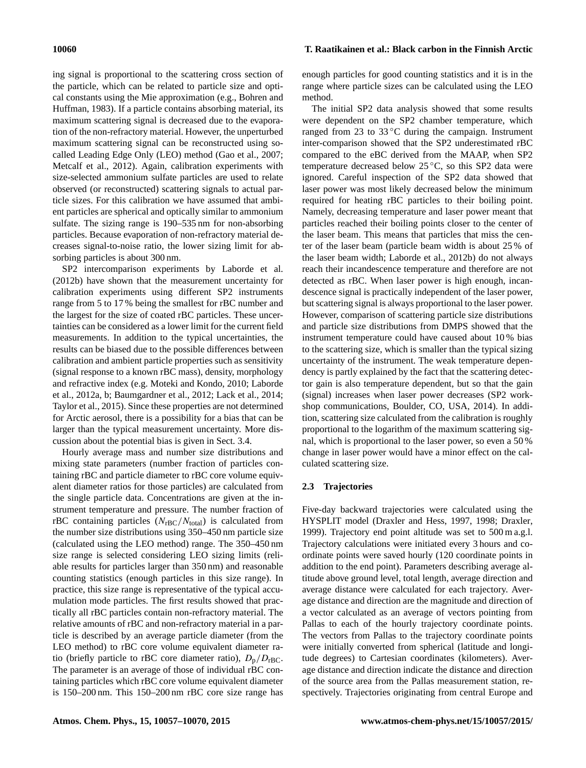ing signal is proportional to the scattering cross section of the particle, which can be related to particle size and optical constants using the Mie approximation (e.g., Bohren and Huffman, 1983). If a particle contains absorbing material, its maximum scattering signal is decreased due to the evaporation of the non-refractory material. However, the unperturbed maximum scattering signal can be reconstructed using so-called Leading Edge Only (LEO) method (Gao et al., 2007; Metcalf et al., 2012). Again, calibration experiments with size-selected ammonium sulfate particles are used to relate observed (or reconstructed) scattering signals to actual particle sizes. For this calibration we have assumed that ambient particles are spherical and optically similar to ammonium sulfate. The sizing range is 190–535 nm for non-absorbing particles. Because evaporation of non-refractory material decreases signal-to-noise ratio, the lower sizing limit for absorbing particles is about 300 nm.

SP2 intercomparison experiments by Laborde et al. (2012b) have shown that the measurement uncertainty for calibration experiments using different SP2 instruments range from 5 to 17 % being the smallest for rBC number and the largest for the size of coated rBC particles. These uncertainties can be considered as a lower limit for the current field measurements. In addition to the typical uncertainties, the results can be biased due to the possible differences between calibration and ambient particle properties such as sensitivity (signal response to a known rBC mass), density, morphology and refractive index (e.g. Moteki and Kondo, 2010; Laborde et al., 2012a, b; Baumgardner et al., 2012; Lack et al., 2014; Taylor et al., 2015). Since these properties are not determined for Arctic aerosol, there is a possibility for a bias that can be larger than the typical measurement uncertainty. More discussion about the potential bias is given in Sect. 3.4.

Hourly average mass and number size distributions and mixing state parameters (number fraction of particles containing rBC and particle diameter to rBC core volume equivalent diameter ratios for those particles) are calculated from the single particle data. Concentrations are given at the instrument temperature and pressure. The number fraction of rBC containing particles ($N_{\mathrm{rBC}}/N_{\mathrm{total}}$) is calculated from the number size distributions using 350–450 nm particle size (calculated using the LEO method) range. The 350–450 nm size range is selected considering LEO sizing limits (reliable results for particles larger than 350 nm) and reasonable counting statistics (enough particles in this size range). In practice, this size range is representative of the typical accumulation mode particles. The first results showed that practically all rBC particles contain non-refractory material. The relative amounts of rBC and non-refractory material in a particle is described by an average particle diameter (from the LEO method) to rBC core volume equivalent diameter ratio (briefly particle to rBC core diameter ratio), $D_{\mathrm{p}}/D_{\mathrm{rBC}}$. The parameter is an average of those of individual rBC containing particles which rBC core volume equivalent diameter is 150–200 nm. This 150–200 nm rBC core size range has enough particles for good counting statistics and it is in the range where particle sizes can be calculated using the LEO method.

The initial SP2 data analysis showed that some results were dependent on the SP2 chamber temperature, which ranged from 23 to 33 °C during the campaign. Instrument inter-comparison showed that the SP2 underestimated rBC compared to the eBC derived from the MAAP, when SP2 temperature decreased below 25 °C, so this SP2 data were ignored. Careful inspection of the SP2 data showed that laser power was most likely decreased below the minimum required for heating rBC particles to their boiling point. Namely, decreasing temperature and laser power meant that particles reached their boiling points closer to the center of the laser beam. This means that particles that miss the center of the laser beam (particle beam width is about 25 % of the laser beam width; Laborde et al., 2012b) do not always reach their incandescence temperature and therefore are not detected as rBC. When laser power is high enough, incandescence signal is practically independent of the laser power, but scattering signal is always proportional to the laser power. However, comparison of scattering particle size distributions and particle size distributions from DMPS showed that the instrument temperature could have caused about 10 % bias to the scattering size, which is smaller than the typical sizing uncertainty of the instrument. The weak temperature dependency is partly explained by the fact that the scattering detector gain is also temperature dependent, but so that the gain (signal) increases when laser power decreases (SP2 workshop communications, Boulder, CO, USA, 2014). In addition, scattering size calculated from the calibration is roughly proportional to the logarithm of the maximum scattering signal, which is proportional to the laser power, so even a 50 % change in laser power would have a minor effect on the calculated scattering size.

### 2.3 Trajectories

Five-day backward trajectories were calculated using the HYSPLIT model (Draxler and Hess, 1997, 1998; Draxler, 1999). Trajectory end point altitude was set to 500 m a.g.l. Trajectory calculations were initiated every 3 hours and coordinate points were saved hourly (120 coordinate points in addition to the end point). Parameters describing average altitude above ground level, total length, average direction and average distance were calculated for each trajectory. Average distance and direction are the magnitude and direction of a vector calculated as an average of vectors pointing from Pallas to each of the hourly trajectory coordinate points. The vectors from Pallas to the trajectory coordinate points were initially converted from spherical (latitude and longitude degrees) to Cartesian coordinates (kilometers). Average distance and direction indicate the distance and direction of the source area from the Pallas measurement station, respectively. Trajectories originating from central Europe and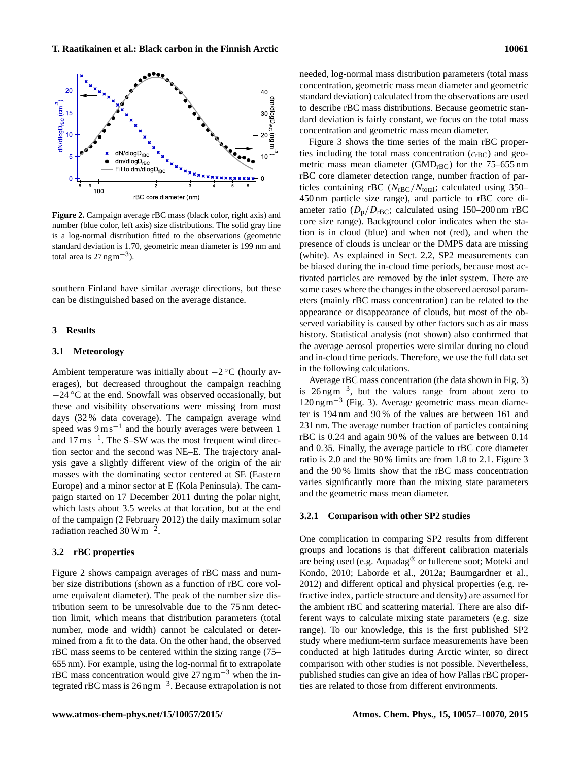**Figure 2.** Campaign average rBC mass (black color, right axis) and number (blue color, left axis) size distributions. The solid gray line is a log-normal distribution fitted to the observations (geometric standard deviation is 1.70, geometric mean diameter is 199 nm and total area is 27 $\mathrm{ng\,m^{-3}}$).

southern Finland have similar average directions, but these can be distinguished based on the average distance.

## 3 Results

### 3.1 Meteorology

Ambient temperature was initially about $-2\,^{\circ}\mathrm{C}$ (hourly averages), but decreased throughout the campaign reaching $-24\,^{\circ}\mathrm{C}$ at the end. Snowfall was observed occasionally, but these and visibility observations were missing from most days (32 % data coverage). The campaign average wind speed was $9\,\mathrm{m\,s^{-1}}$ and the hourly averages were between 1 and $17\,\mathrm{m\,s^{-1}}$. The S–SW was the most frequent wind direction sector and the second was NE–E. The trajectory analysis gave a slightly different view of the origin of the air masses with the dominating sector centered at SE (Eastern Europe) and a minor sector at E (Kola Peninsula). The campaign started on 17 December 2011 during the polar night, which lasts about 3.5 weeks at that location, but at the end of the campaign (2 February 2012) the daily maximum solar radiation reached $30\,\mathrm{W\,m^{-2}}$.

### 3.2 rBC properties

Figure 2 shows campaign averages of rBC mass and number size distributions (shown as a function of rBC core volume equivalent diameter). The peak of the number size distribution seem to be unresolvable due to the 75 nm detection limit, which means that distribution parameters (total number, mode and width) cannot be calculated or determined from a fit to the data. On the other hand, the observed rBC mass seems to be centered within the sizing range (75–655 nm). For example, using the log-normal fit to extrapolate rBC mass concentration would give $27\,\mathrm{ng\,m^{-3}}$ when the integrated rBC mass is $26\,\mathrm{ng\,m^{-3}}$. Because extrapolation is not needed, log-normal mass distribution parameters (total mass concentration, geometric mass mean diameter and geometric standard deviation) calculated from the observations are used to describe rBC mass distributions. Because geometric standard deviation is fairly constant, we focus on the total mass concentration and geometric mass mean diameter.

Figure 3 shows the time series of the main rBC properties including the total mass concentration ($c_{\mathrm{rBC}}$) and geometric mass mean diameter ($\mathrm{GMD_{rBC}}$) for the 75–655 nm rBC core diameter detection range, number fraction of particles containing rBC ($N_{\mathrm{rBC}}/N_{\mathrm{total}}$; calculated using 350–450 nm particle size range), and particle to rBC core diameter ratio ($D_{\mathrm{p}}/D_{\mathrm{rBC}}$; calculated using 150–200 nm rBC core size range). Background color indicates when the station is in cloud (blue) and when not (red), and when the presence of clouds is unclear or the DMPS data are missing (white). As explained in Sect. 2.2, SP2 measurements can be biased during the in-cloud time periods, because most activated particles are removed by the inlet system. There are some cases where the changes in the observed aerosol parameters (mainly rBC mass concentration) can be related to the appearance or disappearance of clouds, but most of the observed variability is caused by other factors such as air mass history. Statistical analysis (not shown) also confirmed that the average aerosol properties were similar during no cloud and in-cloud time periods. Therefore, we use the full data set in the following calculations.

Average rBC mass concentration (the data shown in Fig. 3) is $26\,\mathrm{ng\,m^{-3}}$, but the values range from about zero to $120\,\mathrm{ng\,m^{-3}}$ (Fig. 3). Average geometric mass mean diameter is 194 nm and 90 % of the values are between 161 and 231 nm. The average number fraction of particles containing rBC is 0.24 and again 90 % of the values are between 0.14 and 0.35. Finally, the average particle to rBC core diameter ratio is 2.0 and the 90 % limits are from 1.8 to 2.1. Figure 3 and the 90 % limits show that the rBC mass concentration varies significantly more than the mixing state parameters and the geometric mass mean diameter.

#### 3.2.1 Comparison with other SP2 studies

One complication in comparing SP2 results from different groups and locations is that different calibration materials are being used (e.g. Aquadag® or fullerene soot; Moteki and Kondo, 2010; Laborde et al., 2012a; Baumgardner et al., 2012) and different optical and physical properties (e.g. refractive index, particle structure and density) are assumed for the ambient rBC and scattering material. There are also different ways to calculate mixing state parameters (e.g. size range). To our knowledge, this is the first published SP2 study where medium-term surface measurements have been conducted at high latitudes during Arctic winter, so direct comparison with other studies is not possible. Nevertheless, published studies can give an idea of how Pallas rBC properties are related to those from different environments.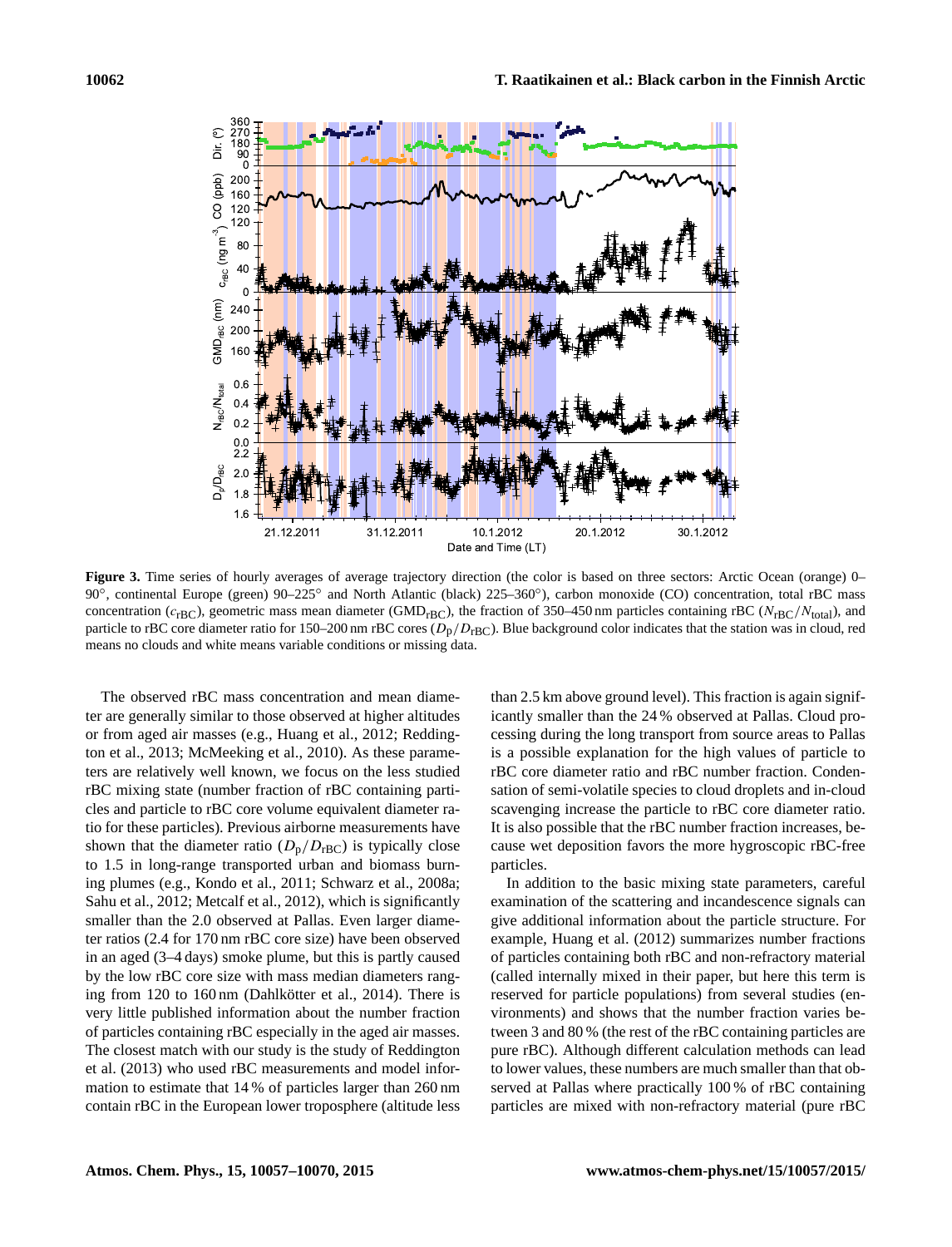**Figure 3.** Time series of hourly averages of average trajectory direction (the color is based on three sectors: Arctic Ocean (orange) 0–90°, continental Europe (green) 90–225° and North Atlantic (black) 225–360°), carbon monoxide (CO) concentration, total rBC mass concentration ($c_{\mathrm{rBC}}$), geometric mass mean diameter ($\mathrm{GMD_{rBC}}$), the fraction of 350–450 nm particles containing rBC ($N_{\mathrm{rBC}}/N_{\mathrm{total}}$), and particle to rBC core diameter ratio for 150–200 nm rBC cores ($D_{\mathrm{p}}/D_{\mathrm{rBC}}$). Blue background color indicates that the station was in cloud, red means no clouds and white means variable conditions or missing data.

The observed rBC mass concentration and mean diameter are generally similar to those observed at higher altitudes or from aged air masses (e.g., Huang et al., 2012; Reddington et al., 2013; McMeeking et al., 2010). As these parameters are relatively well known, we focus on the less studied rBC mixing state (number fraction of rBC containing particles and particle to rBC core volume equivalent diameter ratio for these particles). Previous airborne measurements have shown that the diameter ratio ($D_{\mathrm{p}}/D_{\mathrm{rBC}}$) is typically close to 1.5 in long-range transported urban and biomass burning plumes (e.g., Kondo et al., 2011; Schwarz et al., 2008a; Sahu et al., 2012; Metcalf et al., 2012), which is significantly smaller than the 2.0 observed at Pallas. Even larger diameter ratios (2.4 for 170 nm rBC core size) have been observed in an aged (3–4 days) smoke plume, but this is partly caused by the low rBC core size with mass median diameters ranging from 120 to 160 nm (Dahlkötter et al., 2014). There is very little published information about the number fraction of particles containing rBC especially in the aged air masses. The closest match with our study is the study of Reddington et al. (2013) who used rBC measurements and model information to estimate that 14 % of particles larger than 260 nm contain rBC in the European lower troposphere (altitude less than 2.5 km above ground level). This fraction is again significantly smaller than the 24 % observed at Pallas. Cloud processing during the long transport from source areas to Pallas is a possible explanation for the high values of particle to rBC core diameter ratio and rBC number fraction. Condensation of semi-volatile species to cloud droplets and in-cloud scavenging increase the particle to rBC core diameter ratio. It is also possible that the rBC number fraction increases, because wet deposition favors the more hygroscopic rBC-free particles.

In addition to the basic mixing state parameters, careful examination of the scattering and incandescence signals can give additional information about the particle structure. For example, Huang et al. (2012) summarizes number fractions of particles containing both rBC and non-refractory material (called internally mixed in their paper, but here this term is reserved for particle populations) from several studies (environments) and shows that the number fraction varies between 3 and 80 % (the rest of the rBC containing particles are pure rBC). Although different calculation methods can lead to lower values, these numbers are much smaller than that observed at Pallas where practically 100 % of rBC containing particles are mixed with non-refractory material (pure rBC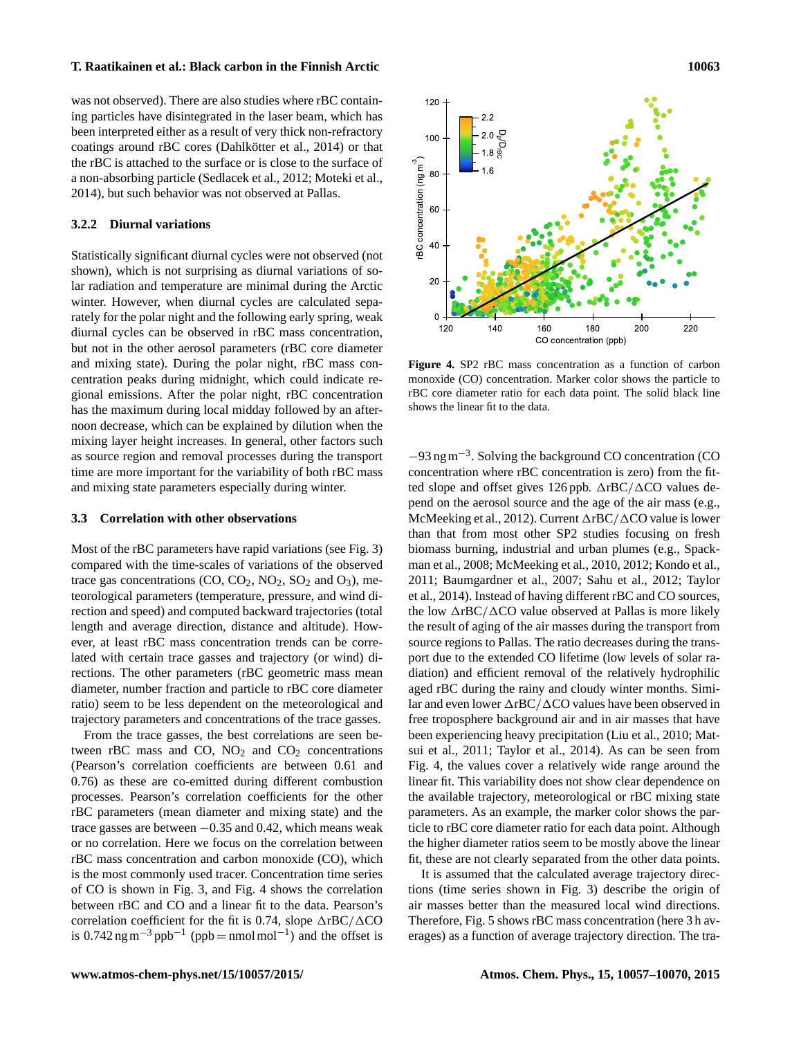was not observed). There are also studies where rBC containing particles have disintegrated in the laser beam, which has been interpreted either as a result of very thick non-refractory coatings around rBC cores (Dahlkötter et al., 2014) or that the rBC is attached to the surface or is close to the surface of a non-absorbing particle (Sedlacek et al., 2012; Moteki et al., 2014), but such behavior was not observed at Pallas.

### 3.2.2 Diurnal variations

Statistically significant diurnal cycles were not observed (not shown), which is not surprising as diurnal variations of solar radiation and temperature are minimal during the Arctic winter. However, when diurnal cycles are calculated separately for the polar night and the following early spring, weak diurnal cycles can be observed in rBC mass concentration, but not in the other aerosol parameters (rBC core diameter and mixing state). During the polar night, rBC mass concentration peaks during midnight, which could indicate regional emissions. After the polar night, rBC concentration has the maximum during local midday followed by an afternoon decrease, which can be explained by dilution when the mixing layer height increases. In general, other factors such as source region and removal processes during the transport time are more important for the variability of both rBC mass and mixing state parameters especially during winter.

## 3.3 Correlation with other observations

Most of the rBC parameters have rapid variations (see Fig. 3) compared with the time-scales of variations of the observed trace gas concentrations (CO, $CO_2$, $NO_2$, $SO_2$ and $O_3$), meteorological parameters (temperature, pressure, and wind direction and speed) and computed backward trajectories (total length and average direction, distance and altitude). However, at least rBC mass concentration trends can be correlated with certain trace gasses and trajectory (or wind) directions. The other parameters (rBC geometric mass mean diameter, number fraction and particle to rBC core diameter ratio) seem to be less dependent on the meteorological and trajectory parameters and concentrations of the trace gasses.

From the trace gasses, the best correlations are seen between rBC mass and CO, $NO_2$ and $CO_2$ concentrations (Pearson's correlation coefficients are between 0.61 and 0.76) as these are co-emitted during different combustion processes. Pearson's correlation coefficients for the other rBC parameters (mean diameter and mixing state) and the trace gasses are between $-0.35$ and 0.42, which means weak or no correlation. Here we focus on the correlation between rBC mass concentration and carbon monoxide (CO), which is the most commonly used tracer. Concentration time series of CO is shown in Fig. 3, and Fig. 4 shows the correlation between rBC and CO and a linear fit to the data. Pearson's correlation coefficient for the fit is 0.74, slope $\Delta$rBC/$\Delta$CO is 0.742 $\mathrm{ng\,m^{-3}\,ppb^{-1}}$ (ppb = $\mathrm{nmol\,mol^{-1}}$) and the offset is

**Figure 4.** SP2 rBC mass concentration as a function of carbon monoxide (CO) concentration. Marker color shows the particle to rBC core diameter ratio for each data point. The solid black line shows the linear fit to the data.

$-93\,\mathrm{ng\,m^{-3}}$. Solving the background CO concentration (CO concentration where rBC concentration is zero) from the fitted slope and offset gives 126 ppb. $\Delta$rBC/$\Delta$CO values depend on the aerosol source and the age of the air mass (e.g., McMeeking et al., 2012). Current $\Delta$rBC/$\Delta$CO value is lower than that from most other SP2 studies focusing on fresh biomass burning, industrial and urban plumes (e.g., Spackman et al., 2008; McMeeking et al., 2010, 2012; Kondo et al., 2011; Baumgardner et al., 2007; Sahu et al., 2012; Taylor et al., 2014). Instead of having different rBC and CO sources, the low $\Delta$rBC/$\Delta$CO value observed at Pallas is more likely the result of aging of the air masses during the transport from source regions to Pallas. The ratio decreases during the transport due to the extended CO lifetime (low levels of solar radiation) and efficient removal of the relatively hydrophilic aged rBC during the rainy and cloudy winter months. Similar and even lower $\Delta$rBC/$\Delta$CO values have been observed in free troposphere background air and in air masses that have been experiencing heavy precipitation (Liu et al., 2010; Matsui et al., 2011; Taylor et al., 2014). As can be seen from Fig. 4, the values cover a relatively wide range around the linear fit. This variability does not show clear dependence on the available trajectory, meteorological or rBC mixing state parameters. As an example, the marker color shows the particle to rBC core diameter ratio for each data point. Although the higher diameter ratios seem to be mostly above the linear fit, these are not clearly separated from the other data points.

It is assumed that the calculated average trajectory directions (time series shown in Fig. 3) describe the origin of air masses better than the measured local wind directions. Therefore, Fig. 5 shows rBC mass concentration (here 3 h averages) as a function of average trajectory direction. The tra-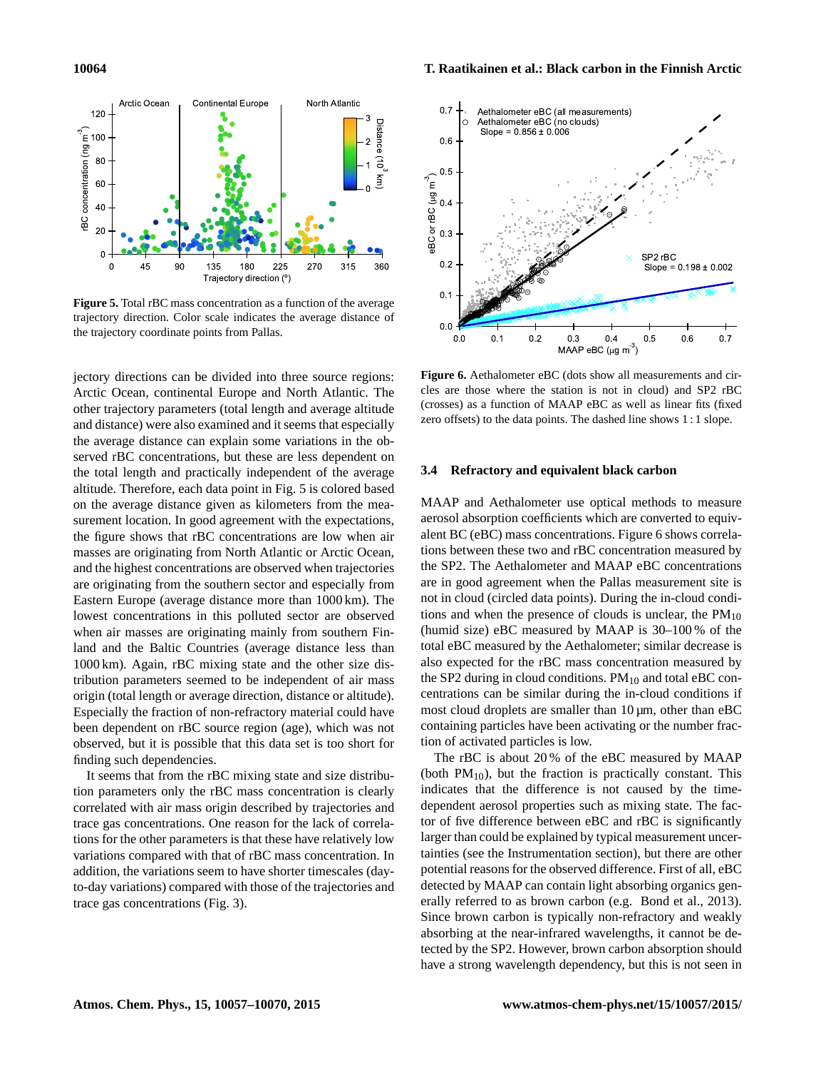**Figure 5.** Total rBC mass concentration as a function of the average trajectory direction. Color scale indicates the average distance of the trajectory coordinate points from Pallas.

jectory directions can be divided into three source regions: Arctic Ocean, continental Europe and North Atlantic. The other trajectory parameters (total length and average altitude and distance) were also examined and it seems that especially the average distance can explain some variations in the observed rBC concentrations, but these are less dependent on the total length and practically independent of the average altitude. Therefore, each data point in Fig. 5 is colored based on the average distance given as kilometers from the measurement location. In good agreement with the expectations, the figure shows that rBC concentrations are low when air masses are originating from North Atlantic or Arctic Ocean, and the highest concentrations are observed when trajectories are originating from the southern sector and especially from Eastern Europe (average distance more than 1000 km). The lowest concentrations in this polluted sector are observed when air masses are originating mainly from southern Finland and the Baltic Countries (average distance less than 1000 km). Again, rBC mixing state and the other size distribution parameters seemed to be independent of air mass origin (total length or average direction, distance or altitude). Especially the fraction of non-refractory material could have been dependent on rBC source region (age), which was not observed, but it is possible that this data set is too short for finding such dependencies.

It seems that from the rBC mixing state and size distribution parameters only the rBC mass concentration is clearly correlated with air mass origin described by trajectories and trace gas concentrations. One reason for the lack of correlations for the other parameters is that these have relatively low variations compared with that of rBC mass concentration. In addition, the variations seem to have shorter timescales (day-to-day variations) compared with those of the trajectories and trace gas concentrations (Fig. 3).

**Figure 6.** Aethalometer eBC (dots show all measurements and circles are those where the station is not in cloud) and SP2 rBC (crosses) as a function of MAAP eBC as well as linear fits (fixed zero offsets) to the data points. The dashed line shows 1 : 1 slope.

### 3.4 Refractory and equivalent black carbon

MAAP and Aethalometer use optical methods to measure aerosol absorption coefficients which are converted to equivalent BC (eBC) mass concentrations. Figure 6 shows correlations between these two and rBC concentration measured by the SP2. The Aethalometer and MAAP eBC concentrations are in good agreement when the Pallas measurement site is not in cloud (circled data points). During the in-cloud conditions and when the presence of clouds is unclear, the $PM_{10}$ (humid size) eBC measured by MAAP is 30–100 % of the total eBC measured by the Aethalometer; similar decrease is also expected for the rBC mass concentration measured by the SP2 during in cloud conditions. $PM_{10}$ and total eBC concentrations can be similar during the in-cloud conditions if most cloud droplets are smaller than 10 µm, other than eBC containing particles have been activating or the number fraction of activated particles is low.

The rBC is about 20 % of the eBC measured by MAAP (both $PM_{10}$), but the fraction is practically constant. This indicates that the difference is not caused by the time-dependent aerosol properties such as mixing state. The factor of five difference between eBC and rBC is significantly larger than could be explained by typical measurement uncertainties (see the Instrumentation section), but there are other potential reasons for the observed difference. First of all, eBC detected by MAAP can contain light absorbing organics generally referred to as brown carbon (e.g. Bond et al., 2013). Since brown carbon is typically non-refractory and weakly absorbing at the near-infrared wavelengths, it cannot be detected by the SP2. However, brown carbon absorption should have a strong wavelength dependency, but this is not seen in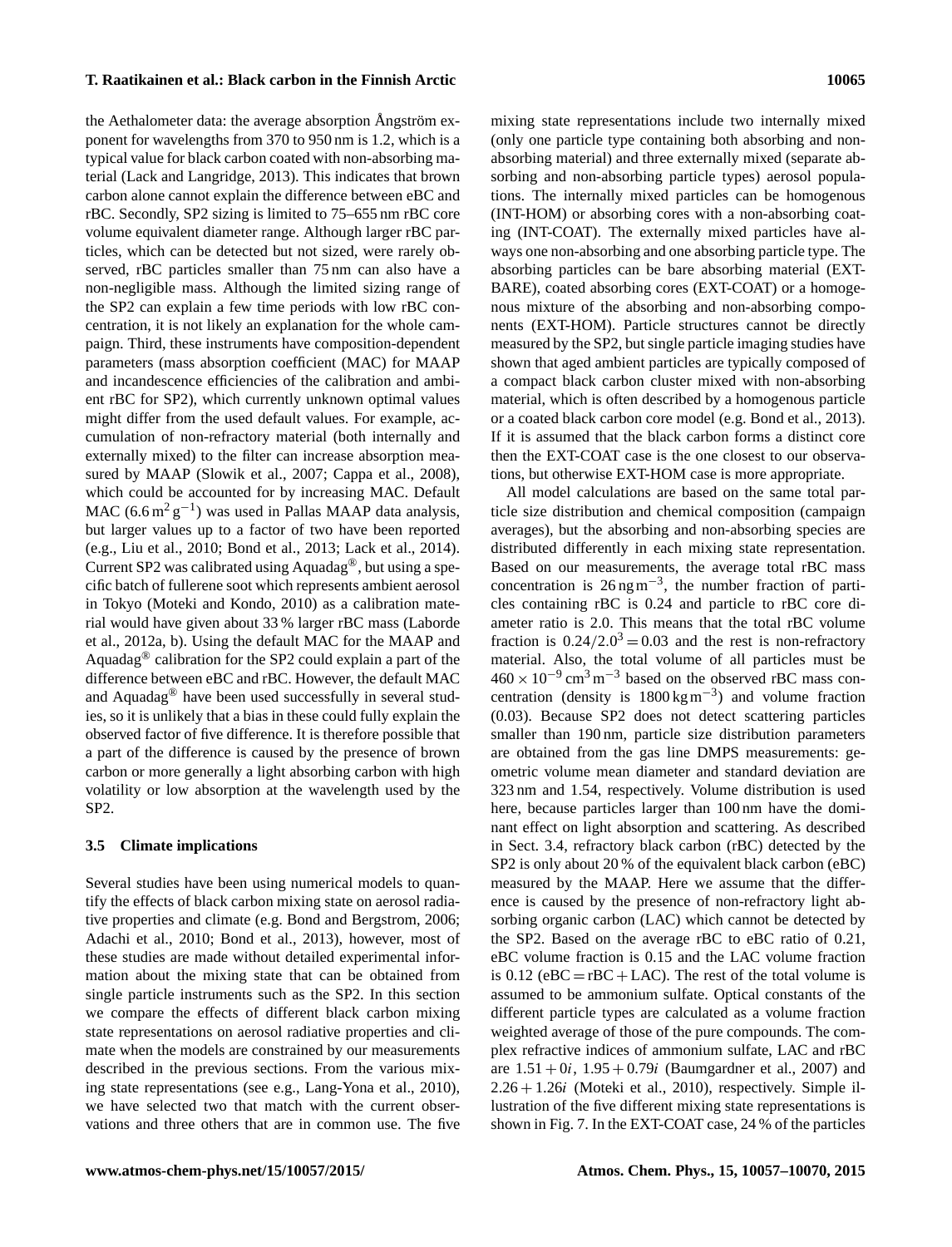the Aethalometer data: the average absorption Ångström exponent for wavelengths from 370 to 950 nm is 1.2, which is a typical value for black carbon coated with non-absorbing material (Lack and Langridge, 2013). This indicates that brown carbon alone cannot explain the difference between eBC and rBC. Secondly, SP2 sizing is limited to 75–655 nm rBC core volume equivalent diameter range. Although larger rBC particles, which can be detected but not sized, were rarely observed, rBC particles smaller than 75 nm can also have a non-negligible mass. Although the limited sizing range of the SP2 can explain a few time periods with low rBC concentration, it is not likely an explanation for the whole campaign. Third, these instruments have composition-dependent parameters (mass absorption coefficient (MAC) for MAAP and incandescence efficiencies of the calibration and ambient rBC for SP2), which currently unknown optimal values might differ from the used default values. For example, accumulation of non-refractory material (both internally and externally mixed) to the filter can increase absorption measured by MAAP (Slowik et al., 2007; Cappa et al., 2008), which could be accounted for by increasing MAC. Default MAC ($6.6\,\mathrm{m^2\,g^{-1}}$) was used in Pallas MAAP data analysis, but larger values up to a factor of two have been reported (e.g., Liu et al., 2010; Bond et al., 2013; Lack et al., 2014). Current SP2 was calibrated using Aquadag®, but using a specific batch of fullerene soot which represents ambient aerosol in Tokyo (Moteki and Kondo, 2010) as a calibration material would have given about 33 % larger rBC mass (Laborde et al., 2012a, b). Using the default MAC for the MAAP and Aquadag® calibration for the SP2 could explain a part of the difference between eBC and rBC. However, the default MAC and Aquadag® have been used successfully in several studies, so it is unlikely that a bias in these could fully explain the observed factor of five difference. It is therefore possible that a part of the difference is caused by the presence of brown carbon or more generally a light absorbing carbon with high volatility or low absorption at the wavelength used by the SP2.

### 3.5 Climate implications

Several studies have been using numerical models to quantify the effects of black carbon mixing state on aerosol radiative properties and climate (e.g. Bond and Bergstrom, 2006; Adachi et al., 2010; Bond et al., 2013), however, most of these studies are made without detailed experimental information about the mixing state that can be obtained from single particle instruments such as the SP2. In this section we compare the effects of different black carbon mixing state representations on aerosol radiative properties and climate when the models are constrained by our measurements described in the previous sections. From the various mixing state representations (see e.g., Lang-Yona et al., 2010), we have selected two that match with the current observations and three others that are in common use. The five mixing state representations include two internally mixed (only one particle type containing both absorbing and non-absorbing material) and three externally mixed (separate absorbing and non-absorbing particle types) aerosol populations. The internally mixed particles can be homogenous (INT-HOM) or absorbing cores with a non-absorbing coating (INT-COAT). The externally mixed particles have always one non-absorbing and one absorbing particle type. The absorbing particles can be bare absorbing material (EXT-BARE), coated absorbing cores (EXT-COAT) or a homogenous mixture of the absorbing and non-absorbing components (EXT-HOM). Particle structures cannot be directly measured by the SP2, but single particle imaging studies have shown that aged ambient particles are typically composed of a compact black carbon cluster mixed with non-absorbing material, which is often described by a homogenous particle or a coated black carbon core model (e.g. Bond et al., 2013). If it is assumed that the black carbon forms a distinct core then the EXT-COAT case is the one closest to our observations, but otherwise EXT-HOM case is more appropriate.

All model calculations are based on the same total particle size distribution and chemical composition (campaign averages), but the absorbing and non-absorbing species are distributed differently in each mixing state representation. Based on our measurements, the average total rBC mass concentration is $26\,\mathrm{ng\,m^{-3}}$, the number fraction of particles containing rBC is 0.24 and particle to rBC core diameter ratio is 2.0. This means that the total rBC volume fraction is $0.24/2.0^3 = 0.03$ and the rest is non-refractory material. Also, the total volume of all particles must be $460 \times 10^{-9}\,\mathrm{cm^3\,m^{-3}}$ based on the observed rBC mass concentration (density is $1800\,\mathrm{kg\,m^{-3}}$) and volume fraction (0.03). Because SP2 does not detect scattering particles smaller than 190 nm, particle size distribution parameters are obtained from the gas line DMPS measurements: geometric volume mean diameter and standard deviation are 323 nm and 1.54, respectively. Volume distribution is used here, because particles larger than 100 nm have the dominant effect on light absorption and scattering. As described in Sect. 3.4, refractory black carbon (rBC) detected by the SP2 is only about 20 % of the equivalent black carbon (eBC) measured by the MAAP. Here we assume that the difference is caused by the presence of non-refractory light absorbing organic carbon (LAC) which cannot be detected by the SP2. Based on the average rBC to eBC ratio of 0.21, eBC volume fraction is 0.15 and the LAC volume fraction is 0.12 (eBC = rBC + LAC). The rest of the total volume is assumed to be ammonium sulfate. Optical constants of the different particle types are calculated as a volume fraction weighted average of those of the pure compounds. The complex refractive indices of ammonium sulfate, LAC and rBC are $1.51 + 0i$, $1.95 + 0.79i$ (Baumgardner et al., 2007) and $2.26 + 1.26i$ (Moteki et al., 2010), respectively. Simple illustration of the five different mixing state representations is shown in Fig. 7. In the EXT-COAT case, 24 % of the particles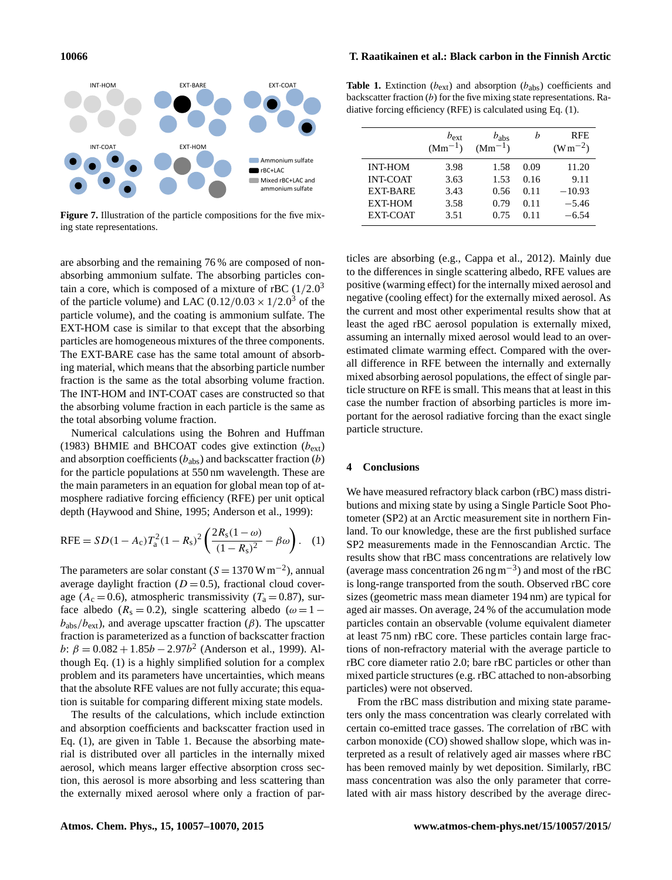**Figure 7.** Illustration of the particle compositions for the five mixing state representations.

**Table 1.** Extinction ($b_{\mathrm{ext}}$) and absorption ($b_{\mathrm{abs}}$) coefficients and backscatter fraction ($b$) for the five mixing state representations. Radiative forcing efficiency (RFE) is calculated using Eq. (1).

| | $b_{\mathrm{ext}}$ ($\mathrm{Mm^{-1}}$) | $b_{\mathrm{abs}}$ ($\mathrm{Mm^{-1}}$) | $b$ | RFE ($\mathrm{W\,m^{-2}}$) |
|---|---|---|---|---|
| INT-HOM | 3.98 | 1.58 | 0.09 | 11.20 |
| INT-COAT | 3.63 | 1.53 | 0.16 | 9.11 |
| EXT-BARE | 3.43 | 0.56 | 0.11 | −10.93 |
| EXT-HOM | 3.58 | 0.79 | 0.11 | −5.46 |
| EXT-COAT | 3.51 | 0.75 | 0.11 | −6.54 |

are absorbing and the remaining 76 % are composed of non-absorbing ammonium sulfate. The absorbing particles contain a core, which is composed of a mixture of rBC ($1/2.0^3$ of the particle volume) and LAC ($0.12/0.03 \times 1/2.0^3$ of the particle volume), and the coating is ammonium sulfate. The EXT-HOM case is similar to that except that the absorbing particles are homogeneous mixtures of the three components. The EXT-BARE case has the same total amount of absorbing material, which means that the absorbing particle number fraction is the same as the total absorbing volume fraction. The INT-HOM and INT-COAT cases are constructed so that the absorbing volume fraction in each particle is the same as the total absorbing volume fraction.

Numerical calculations using the Bohren and Huffman (1983) BHMIE and BHCOAT codes give extinction ($b_{\mathrm{ext}}$) and absorption coefficients ($b_{\mathrm{abs}}$) and backscatter fraction ($b$) for the particle populations at 550 nm wavelength. These are the main parameters in an equation for global mean top of atmosphere radiative forcing efficiency (RFE) per unit optical depth (Haywood and Shine, 1995; Anderson et al., 1999):

$$\mathrm{RFE} = SD(1-A_{\mathrm{c}})T_{\mathrm{a}}^2(1-R_{\mathrm{s}})^2\left(\frac{2R_{\mathrm{s}}(1-\omega)}{(1-R_{\mathrm{s}})^2} - \beta\omega\right). \quad (1)$$

The parameters are solar constant ($S = 1370\,\mathrm{W\,m^{-2}}$), annual average daylight fraction ($D = 0.5$), fractional cloud coverage ($A_{\mathrm{c}} = 0.6$), atmospheric transmissivity ($T_{\mathrm{a}} = 0.87$), surface albedo ($R_{\mathrm{s}} = 0.2$), single scattering albedo ($\omega = 1 - b_{\mathrm{abs}}/b_{\mathrm{ext}}$), and average upscatter fraction ($\beta$). The upscatter fraction is parameterized as a function of backscatter fraction $b$: $\beta = 0.082 + 1.85b - 2.97b^2$ (Anderson et al., 1999). Although Eq. (1) is a highly simplified solution for a complex problem and its parameters have uncertainties, which means that the absolute RFE values are not fully accurate; this equation is suitable for comparing different mixing state models.

The results of the calculations, which include extinction and absorption coefficients and backscatter fraction used in Eq. (1), are given in Table 1. Because the absorbing material is distributed over all particles in the internally mixed aerosol, which means larger effective absorption cross section, this aerosol is more absorbing and less scattering than the externally mixed aerosol where only a fraction of particles are absorbing (e.g., Cappa et al., 2012). Mainly due to the differences in single scattering albedo, RFE values are positive (warming effect) for the internally mixed aerosol and negative (cooling effect) for the externally mixed aerosol. As the current and most other experimental results show that at least the aged rBC aerosol population is externally mixed, assuming an internally mixed aerosol would lead to an overestimated climate warming effect. Compared with the overall difference in RFE between the internally and externally mixed absorbing aerosol populations, the effect of single particle structure on RFE is small. This means that at least in this case the number fraction of absorbing particles is more important for the aerosol radiative forcing than the exact single particle structure.

## 4 Conclusions

We have measured refractory black carbon (rBC) mass distributions and mixing state by using a Single Particle Soot Photometer (SP2) at an Arctic measurement site in northern Finland. To our knowledge, these are the first published surface SP2 measurements made in the Fennoscandian Arctic. The results show that rBC mass concentrations are relatively low (average mass concentration $26\,\mathrm{ng\,m^{-3}}$) and most of the rBC is long-range transported from the south. Observed rBC core sizes (geometric mass mean diameter 194 nm) are typical for aged air masses. On average, 24 % of the accumulation mode particles contain an observable (volume equivalent diameter at least 75 nm) rBC core. These particles contain large fractions of non-refractory material with the average particle to rBC core diameter ratio 2.0; bare rBC particles or other than mixed particle structures (e.g. rBC attached to non-absorbing particles) were not observed.

From the rBC mass distribution and mixing state parameters only the mass concentration was clearly correlated with certain co-emitted trace gasses. The correlation of rBC with carbon monoxide (CO) showed shallow slope, which was interpreted as a result of relatively aged air masses where rBC has been removed mainly by wet deposition. Similarly, rBC mass concentration was also the only parameter that correlated with air mass history described by the average direc-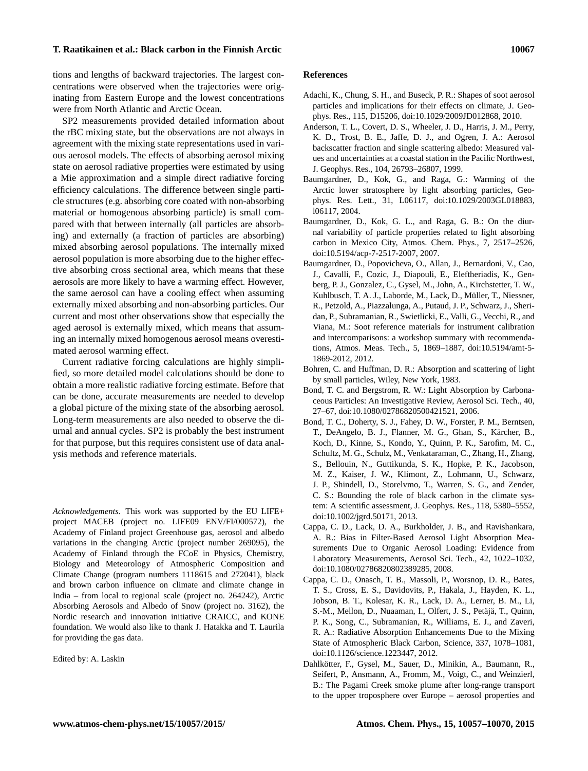tions and lengths of backward trajectories. The largest concentrations were observed when the trajectories were originating from Eastern Europe and the lowest concentrations were from North Atlantic and Arctic Ocean.

SP2 measurements provided detailed information about the rBC mixing state, but the observations are not always in agreement with the mixing state representations used in various aerosol models. The effects of absorbing aerosol mixing state on aerosol radiative properties were estimated by using a Mie approximation and a simple direct radiative forcing efficiency calculations. The difference between single particle structures (e.g. absorbing core coated with non-absorbing material or homogenous absorbing particle) is small compared with that between internally (all particles are absorbing) and externally (a fraction of particles are absorbing) mixed absorbing aerosol populations. The internally mixed aerosol population is more absorbing due to the higher effective absorbing cross sectional area, which means that these aerosols are more likely to have a warming effect. However, the same aerosol can have a cooling effect when assuming externally mixed absorbing and non-absorbing particles. Our current and most other observations show that especially the aged aerosol is externally mixed, which means that assuming an internally mixed homogenous aerosol means overestimated aerosol warming effect.

Current radiative forcing calculations are highly simplified, so more detailed model calculations should be done to obtain a more realistic radiative forcing estimate. Before that can be done, accurate measurements are needed to develop a global picture of the mixing state of the absorbing aerosol. Long-term measurements are also needed to observe the diurnal and annual cycles. SP2 is probably the best instrument for that purpose, but this requires consistent use of data analysis methods and reference materials.

*Acknowledgements.* This work was supported by the EU LIFE+ project MACEB (project no. LIFE09 ENV/FI/000572), the Academy of Finland project Greenhouse gas, aerosol and albedo variations in the changing Arctic (project number 269095), the Academy of Finland through the FCoE in Physics, Chemistry, Biology and Meteorology of Atmospheric Composition and Climate Change (program numbers 1118615 and 272041), black and brown carbon influence on climate and climate change in India – from local to regional scale (project no. 264242), Arctic Absorbing Aerosols and Albedo of Snow (project no. 3162), the Nordic research and innovation initiative CRAICC, and KONE foundation. We would also like to thank J. Hatakka and T. Laurila for providing the gas data.

Edited by: A. Laskin

## References

Adachi, K., Chung, S. H., and Buseck, P. R.: Shapes of soot aerosol particles and implications for their effects on climate, J. Geophys. Res., 115, D15206, doi:10.1029/2009JD012868, 2010.

Anderson, T. L., Covert, D. S., Wheeler, J. D., Harris, J. M., Perry, K. D., Trost, B. E., Jaffe, D. J., and Ogren, J. A.: Aerosol backscatter fraction and single scattering albedo: Measured values and uncertainties at a coastal station in the Pacific Northwest, J. Geophys. Res., 104, 26793–26807, 1999.

Baumgardner, D., Kok, G., and Raga, G.: Warming of the Arctic lower stratosphere by light absorbing particles, Geophys. Res. Lett., 31, L06117, doi:10.1029/2003GL018883, l06117, 2004.

Baumgardner, D., Kok, G. L., and Raga, G. B.: On the diurnal variability of particle properties related to light absorbing carbon in Mexico City, Atmos. Chem. Phys., 7, 2517–2526, doi:10.5194/acp-7-2517-2007, 2007.

Baumgardner, D., Popovicheva, O., Allan, J., Bernardoni, V., Cao, J., Cavalli, F., Cozic, J., Diapouli, E., Eleftheriadis, K., Genberg, P. J., Gonzalez, C., Gysel, M., John, A., Kirchstetter, T. W., Kuhlbusch, T. A. J., Laborde, M., Lack, D., Müller, T., Niessner, R., Petzold, A., Piazzalunga, A., Putaud, J. P., Schwarz, J., Sheridan, P., Subramanian, R., Swietlicki, E., Valli, G., Vecchi, R., and Viana, M.: Soot reference materials for instrument calibration and intercomparisons: a workshop summary with recommendations, Atmos. Meas. Tech., 5, 1869–1887, doi:10.5194/amt-5-1869-2012, 2012.

Bohren, C. and Huffman, D. R.: Absorption and scattering of light by small particles, Wiley, New York, 1983.

Bond, T. C. and Bergstrom, R. W.: Light Absorption by Carbonaceous Particles: An Investigative Review, Aerosol Sci. Tech., 40, 27–67, doi:10.1080/02786820500421521, 2006.

Bond, T. C., Doherty, S. J., Fahey, D. W., Forster, P. M., Berntsen, T., DeAngelo, B. J., Flanner, M. G., Ghan, S., Kärcher, B., Koch, D., Kinne, S., Kondo, Y., Quinn, P. K., Sarofim, M. C., Schultz, M. G., Schulz, M., Venkataraman, C., Zhang, H., Zhang, S., Bellouin, N., Guttikunda, S. K., Hopke, P. K., Jacobson, M. Z., Kaiser, J. W., Klimont, Z., Lohmann, U., Schwarz, J. P., Shindell, D., Storelvmo, T., Warren, S. G., and Zender, C. S.: Bounding the role of black carbon in the climate system: A scientific assessment, J. Geophys. Res., 118, 5380–5552, doi:10.1002/jgrd.50171, 2013.

Cappa, C. D., Lack, D. A., Burkholder, J. B., and Ravishankara, A. R.: Bias in Filter-Based Aerosol Light Absorption Measurements Due to Organic Aerosol Loading: Evidence from Laboratory Measurements, Aerosol Sci. Tech., 42, 1022–1032, doi:10.1080/02786820802389285, 2008.

Cappa, C. D., Onasch, T. B., Massoli, P., Worsnop, D. R., Bates, T. S., Cross, E. S., Davidovits, P., Hakala, J., Hayden, K. L., Jobson, B. T., Kolesar, K. R., Lack, D. A., Lerner, B. M., Li, S.-M., Mellon, D., Nuaaman, I., Olfert, J. S., Petäjä, T., Quinn, P. K., Song, C., Subramanian, R., Williams, E. J., and Zaveri, R. A.: Radiative Absorption Enhancements Due to the Mixing State of Atmospheric Black Carbon, Science, 337, 1078–1081, doi:10.1126/science.1223447, 2012.

Dahlkötter, F., Gysel, M., Sauer, D., Minikin, A., Baumann, R., Seifert, P., Ansmann, A., Fromm, M., Voigt, C., and Weinzierl, B.: The Pagami Creek smoke plume after long-range transport to the upper troposphere over Europe – aerosol properties and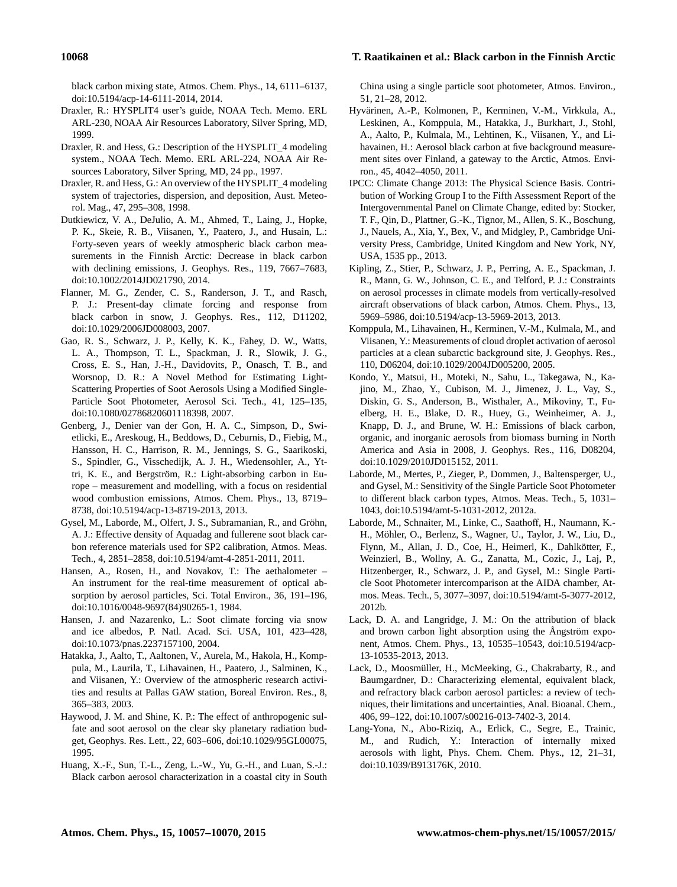black carbon mixing state, Atmos. Chem. Phys., 14, 6111–6137, doi:10.5194/acp-14-6111-2014, 2014.

Draxler, R.: HYSPLIT4 user's guide, NOAA Tech. Memo. ERL ARL-230, NOAA Air Resources Laboratory, Silver Spring, MD, 1999.

Draxler, R. and Hess, G.: Description of the HYSPLIT_4 modeling system., NOAA Tech. Memo. ERL ARL-224, NOAA Air Resources Laboratory, Silver Spring, MD, 24 pp., 1997.

Draxler, R. and Hess, G.: An overview of the HYSPLIT_4 modeling system of trajectories, dispersion, and deposition, Aust. Meteorol. Mag., 47, 295–308, 1998.

Dutkiewicz, V. A., DeJulio, A. M., Ahmed, T., Laing, J., Hopke, P. K., Skeie, R. B., Viisanen, Y., Paatero, J., and Husain, L.: Forty-seven years of weekly atmospheric black carbon measurements in the Finnish Arctic: Decrease in black carbon with declining emissions, J. Geophys. Res., 119, 7667–7683, doi:10.1002/2014JD021790, 2014.

Flanner, M. G., Zender, C. S., Randerson, J. T., and Rasch, P. J.: Present-day climate forcing and response from black carbon in snow, J. Geophys. Res., 112, D11202, doi:10.1029/2006JD008003, 2007.

Gao, R. S., Schwarz, J. P., Kelly, K. K., Fahey, D. W., Watts, L. A., Thompson, T. L., Spackman, J. R., Slowik, J. G., Cross, E. S., Han, J.-H., Davidovits, P., Onasch, T. B., and Worsnop, D. R.: A Novel Method for Estimating Light-Scattering Properties of Soot Aerosols Using a Modified Single-Particle Soot Photometer, Aerosol Sci. Tech., 41, 125–135, doi:10.1080/02786820601118398, 2007.

Genberg, J., Denier van der Gon, H. A. C., Simpson, D., Swietlicki, E., Areskoug, H., Beddows, D., Ceburnis, D., Fiebig, M., Hansson, H. C., Harrison, R. M., Jennings, S. G., Saarikoski, S., Spindler, G., Visschedijk, A. J. H., Wiedensohler, A., Yttri, K. E., and Bergström, R.: Light-absorbing carbon in Europe – measurement and modelling, with a focus on residential wood combustion emissions, Atmos. Chem. Phys., 13, 8719–8738, doi:10.5194/acp-13-8719-2013, 2013.

Gysel, M., Laborde, M., Olfert, J. S., Subramanian, R., and Gröhn, A. J.: Effective density of Aquadag and fullerene soot black carbon reference materials used for SP2 calibration, Atmos. Meas. Tech., 4, 2851–2858, doi:10.5194/amt-4-2851-2011, 2011.

Hansen, A., Rosen, H., and Novakov, T.: The aethalometer – An instrument for the real-time measurement of optical absorption by aerosol particles, Sci. Total Environ., 36, 191–196, doi:10.1016/0048-9697(84)90265-1, 1984.

Hansen, J. and Nazarenko, L.: Soot climate forcing via snow and ice albedos, P. Natl. Acad. Sci. USA, 101, 423–428, doi:10.1073/pnas.2237157100, 2004.

Hatakka, J., Aalto, T., Aaltonen, V., Aurela, M., Hakola, H., Komppula, M., Laurila, T., Lihavainen, H., Paatero, J., Salminen, K., and Viisanen, Y.: Overview of the atmospheric research activities and results at Pallas GAW station, Boreal Environ. Res., 8, 365–383, 2003.

Haywood, J. M. and Shine, K. P.: The effect of anthropogenic sulfate and soot aerosol on the clear sky planetary radiation budget, Geophys. Res. Lett., 22, 603–606, doi:10.1029/95GL00075, 1995.

Huang, X.-F., Sun, T.-L., Zeng, L.-W., Yu, G.-H., and Luan, S.-J.: Black carbon aerosol characterization in a coastal city in South China using a single particle soot photometer, Atmos. Environ., 51, 21–28, 2012.

Hyvärinen, A.-P., Kolmonen, P., Kerminen, V.-M., Virkkula, A., Leskinen, A., Komppula, M., Hatakka, J., Burkhart, J., Stohl, A., Aalto, P., Kulmala, M., Lehtinen, K., Viisanen, Y., and Lihavainen, H.: Aerosol black carbon at five background measurement sites over Finland, a gateway to the Arctic, Atmos. Environ., 45, 4042–4050, 2011.

IPCC: Climate Change 2013: The Physical Science Basis. Contribution of Working Group I to the Fifth Assessment Report of the Intergovernmental Panel on Climate Change, edited by: Stocker, T. F., Qin, D., Plattner, G.-K., Tignor, M., Allen, S. K., Boschung, J., Nauels, A., Xia, Y., Bex, V., and Midgley, P., Cambridge University Press, Cambridge, United Kingdom and New York, NY, USA, 1535 pp., 2013.

Kipling, Z., Stier, P., Schwarz, J. P., Perring, A. E., Spackman, J. R., Mann, G. W., Johnson, C. E., and Telford, P. J.: Constraints on aerosol processes in climate models from vertically-resolved aircraft observations of black carbon, Atmos. Chem. Phys., 13, 5969–5986, doi:10.5194/acp-13-5969-2013, 2013.

Komppula, M., Lihavainen, H., Kerminen, V.-M., Kulmala, M., and Viisanen, Y.: Measurements of cloud droplet activation of aerosol particles at a clean subarctic background site, J. Geophys. Res., 110, D06204, doi:10.1029/2004JD005200, 2005.

Kondo, Y., Matsui, H., Moteki, N., Sahu, L., Takegawa, N., Kajino, M., Zhao, Y., Cubison, M. J., Jimenez, J. L., Vay, S., Diskin, G. S., Anderson, B., Wisthaler, A., Mikoviny, T., Fuelberg, H. E., Blake, D. R., Huey, G., Weinheimer, A. J., Knapp, D. J., and Brune, W. H.: Emissions of black carbon, organic, and inorganic aerosols from biomass burning in North America and Asia in 2008, J. Geophys. Res., 116, D08204, doi:10.1029/2010JD015152, 2011.

Laborde, M., Mertes, P., Zieger, P., Dommen, J., Baltensperger, U., and Gysel, M.: Sensitivity of the Single Particle Soot Photometer to different black carbon types, Atmos. Meas. Tech., 5, 1031–1043, doi:10.5194/amt-5-1031-2012, 2012a.

Laborde, M., Schnaiter, M., Linke, C., Saathoff, H., Naumann, K.-H., Möhler, O., Berlenz, S., Wagner, U., Taylor, J. W., Liu, D., Flynn, M., Allan, J. D., Coe, H., Heimerl, K., Dahlkötter, F., Weinzierl, B., Wollny, A. G., Zanatta, M., Cozic, J., Laj, P., Hitzenberger, R., Schwarz, J. P., and Gysel, M.: Single Particle Soot Photometer intercomparison at the AIDA chamber, Atmos. Meas. Tech., 5, 3077–3097, doi:10.5194/amt-5-3077-2012, 2012b.

Lack, D. A. and Langridge, J. M.: On the attribution of black and brown carbon light absorption using the Ångström exponent, Atmos. Chem. Phys., 13, 10535–10543, doi:10.5194/acp-13-10535-2013, 2013.

Lack, D., Moosmüller, H., McMeeking, G., Chakrabarty, R., and Baumgardner, D.: Characterizing elemental, equivalent black, and refractory black carbon aerosol particles: a review of techniques, their limitations and uncertainties, Anal. Bioanal. Chem., 406, 99–122, doi:10.1007/s00216-013-7402-3, 2014.

Lang-Yona, N., Abo-Riziq, A., Erlick, C., Segre, E., Trainic, M., and Rudich, Y.: Interaction of internally mixed aerosols with light, Phys. Chem. Chem. Phys., 12, 21–31, doi:10.1039/B913176K, 2010.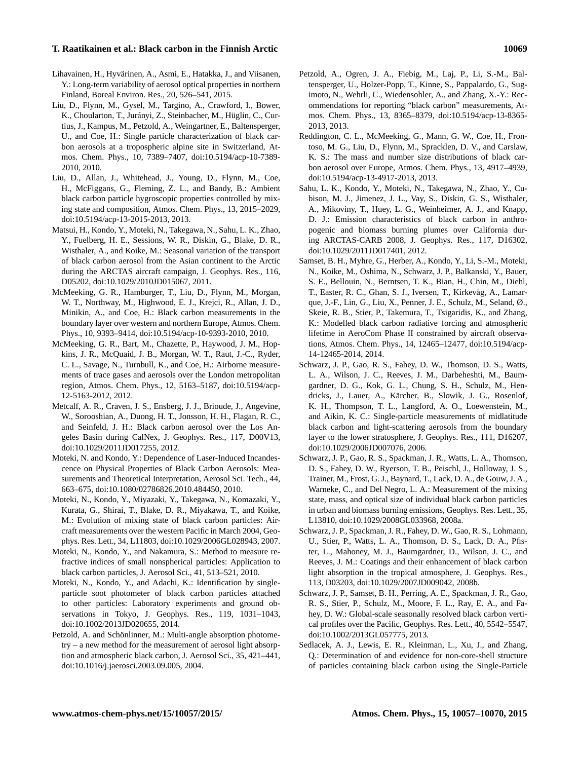Lihavainen, H., Hyvärinen, A., Asmi, E., Hatakka, J., and Viisanen, Y.: Long-term variability of aerosol optical properties in northern Finland, Boreal Environ. Res., 20, 526–541, 2015.

Liu, D., Flynn, M., Gysel, M., Targino, A., Crawford, I., Bower, K., Choularton, T., Jurányi, Z., Steinbacher, M., Hüglin, C., Curtius, J., Kampus, M., Petzold, A., Weingartner, E., Baltensperger, U., and Coe, H.: Single particle characterization of black carbon aerosols at a tropospheric alpine site in Switzerland, Atmos. Chem. Phys., 10, 7389–7407, doi:10.5194/acp-10-7389-2010, 2010.

Liu, D., Allan, J., Whitehead, J., Young, D., Flynn, M., Coe, H., McFiggans, G., Fleming, Z. L., and Bandy, B.: Ambient black carbon particle hygroscopic properties controlled by mixing state and composition, Atmos. Chem. Phys., 13, 2015–2029, doi:10.5194/acp-13-2015-2013, 2013.

Matsui, H., Kondo, Y., Moteki, N., Takegawa, N., Sahu, L. K., Zhao, Y., Fuelberg, H. E., Sessions, W. R., Diskin, G., Blake, D. R., Wisthaler, A., and Koike, M.: Seasonal variation of the transport of black carbon aerosol from the Asian continent to the Arctic during the ARCTAS aircraft campaign, J. Geophys. Res., 116, D05202, doi:10.1029/2010JD015067, 2011.

McMeeking, G. R., Hamburger, T., Liu, D., Flynn, M., Morgan, W. T., Northway, M., Highwood, E. J., Krejci, R., Allan, J. D., Minikin, A., and Coe, H.: Black carbon measurements in the boundary layer over western and northern Europe, Atmos. Chem. Phys., 10, 9393–9414, doi:10.5194/acp-10-9393-2010, 2010.

McMeeking, G. R., Bart, M., Chazette, P., Haywood, J. M., Hopkins, J. R., McQuaid, J. B., Morgan, W. T., Raut, J.-C., Ryder, C. L., Savage, N., Turnbull, K., and Coe, H.: Airborne measurements of trace gases and aerosols over the London metropolitan region, Atmos. Chem. Phys., 12, 5163–5187, doi:10.5194/acp-12-5163-2012, 2012.

Metcalf, A. R., Craven, J. S., Ensberg, J. J., Brioude, J., Angevine, W., Sorooshian, A., Duong, H. T., Jonsson, H. H., Flagan, R. C., and Seinfeld, J. H.: Black carbon aerosol over the Los Angeles Basin during CalNex, J. Geophys. Res., 117, D00V13, doi:10.1029/2011JD017255, 2012.

Moteki, N. and Kondo, Y.: Dependence of Laser-Induced Incandescence on Physical Properties of Black Carbon Aerosols: Measurements and Theoretical Interpretation, Aerosol Sci. Tech., 44, 663–675, doi:10.1080/02786826.2010.484450, 2010.

Moteki, N., Kondo, Y., Miyazaki, Y., Takegawa, N., Komazaki, Y., Kurata, G., Shirai, T., Blake, D. R., Miyakawa, T., and Koike, M.: Evolution of mixing state of black carbon particles: Aircraft measurements over the western Pacific in March 2004, Geophys. Res. Lett., 34, L11803, doi:10.1029/2006GL028943, 2007.

Moteki, N., Kondo, Y., and Nakamura, S.: Method to measure refractive indices of small nonspherical particles: Application to black carbon particles, J. Aerosol Sci., 41, 513–521, 2010.

Moteki, N., Kondo, Y., and Adachi, K.: Identification by single-particle soot photometer of black carbon particles attached to other particles: Laboratory experiments and ground observations in Tokyo, J. Geophys. Res., 119, 1031–1043, doi:10.1002/2013JD020655, 2014.

Petzold, A. and Schönlinner, M.: Multi-angle absorption photometry – a new method for the measurement of aerosol light absorption and atmospheric black carbon, J. Aerosol Sci., 35, 421–441, doi:10.1016/j.jaerosci.2003.09.005, 2004.

Petzold, A., Ogren, J. A., Fiebig, M., Laj, P., Li, S.-M., Baltensperger, U., Holzer-Popp, T., Kinne, S., Pappalardo, G., Sugimoto, N., Wehrli, C., Wiedensohler, A., and Zhang, X.-Y.: Recommendations for reporting "black carbon" measurements, Atmos. Chem. Phys., 13, 8365–8379, doi:10.5194/acp-13-8365-2013, 2013.

Reddington, C. L., McMeeking, G., Mann, G. W., Coe, H., Frontoso, M. G., Liu, D., Flynn, M., Spracklen, D. V., and Carslaw, K. S.: The mass and number size distributions of black carbon aerosol over Europe, Atmos. Chem. Phys., 13, 4917–4939, doi:10.5194/acp-13-4917-2013, 2013.

Sahu, L. K., Kondo, Y., Moteki, N., Takegawa, N., Zhao, Y., Cubison, M. J., Jimenez, J. L., Vay, S., Diskin, G. S., Wisthaler, A., Mikoviny, T., Huey, L. G., Weinheimer, A. J., and Knapp, D. J.: Emission characteristics of black carbon in anthropogenic and biomass burning plumes over California during ARCTAS-CARB 2008, J. Geophys. Res., 117, D16302, doi:10.1029/2011JD017401, 2012.

Samset, B. H., Myhre, G., Herber, A., Kondo, Y., Li, S.-M., Moteki, N., Koike, M., Oshima, N., Schwarz, J. P., Balkanski, Y., Bauer, S. E., Bellouin, N., Berntsen, T. K., Bian, H., Chin, M., Diehl, T., Easter, R. C., Ghan, S. J., Iversen, T., Kirkevåg, A., Lamarque, J.-F., Lin, G., Liu, X., Penner, J. E., Schulz, M., Seland, Ø., Skeie, R. B., Stier, P., Takemura, T., Tsigaridis, K., and Zhang, K.: Modelled black carbon radiative forcing and atmospheric lifetime in AeroCom Phase II constrained by aircraft observations, Atmos. Chem. Phys., 14, 12465–12477, doi:10.5194/acp-14-12465-2014, 2014.

Schwarz, J. P., Gao, R. S., Fahey, D. W., Thomson, D. S., Watts, L. A., Wilson, J. C., Reeves, J. M., Darbeheshti, M., Baumgardner, D. G., Kok, G. L., Chung, S. H., Schulz, M., Hendricks, J., Lauer, A., Kärcher, B., Slowik, J. G., Rosenlof, K. H., Thompson, T. L., Langford, A. O., Loewenstein, M., and Aikin, K. C.: Single-particle measurements of midlatitude black carbon and light-scattering aerosols from the boundary layer to the lower stratosphere, J. Geophys. Res., 111, D16207, doi:10.1029/2006JD007076, 2006.

Schwarz, J. P., Gao, R. S., Spackman, J. R., Watts, L. A., Thomson, D. S., Fahey, D. W., Ryerson, T. B., Peischl, J., Holloway, J. S., Trainer, M., Frost, G. J., Baynard, T., Lack, D. A., de Gouw, J. A., Warneke, C., and Del Negro, L. A.: Measurement of the mixing state, mass, and optical size of individual black carbon particles in urban and biomass burning emissions, Geophys. Res. Lett., 35, L13810, doi:10.1029/2008GL033968, 2008a.

Schwarz, J. P., Spackman, J. R., Fahey, D. W., Gao, R. S., Lohmann, U., Stier, P., Watts, L. A., Thomson, D. S., Lack, D. A., Pfister, L., Mahoney, M. J., Baumgardner, D., Wilson, J. C., and Reeves, J. M.: Coatings and their enhancement of black carbon light absorption in the tropical atmosphere, J. Geophys. Res., 113, D03203, doi:10.1029/2007JD009042, 2008b.

Schwarz, J. P., Samset, B. H., Perring, A. E., Spackman, J. R., Gao, R. S., Stier, P., Schulz, M., Moore, F. L., Ray, E. A., and Fahey, D. W.: Global-scale seasonally resolved black carbon vertical profiles over the Pacific, Geophys. Res. Lett., 40, 5542–5547, doi:10.1002/2013GL057775, 2013.

Sedlacek, A. J., Lewis, E. R., Kleinman, L., Xu, J., and Zhang, Q.: Determination of and evidence for non-core-shell structure of particles containing black carbon using the Single-Particle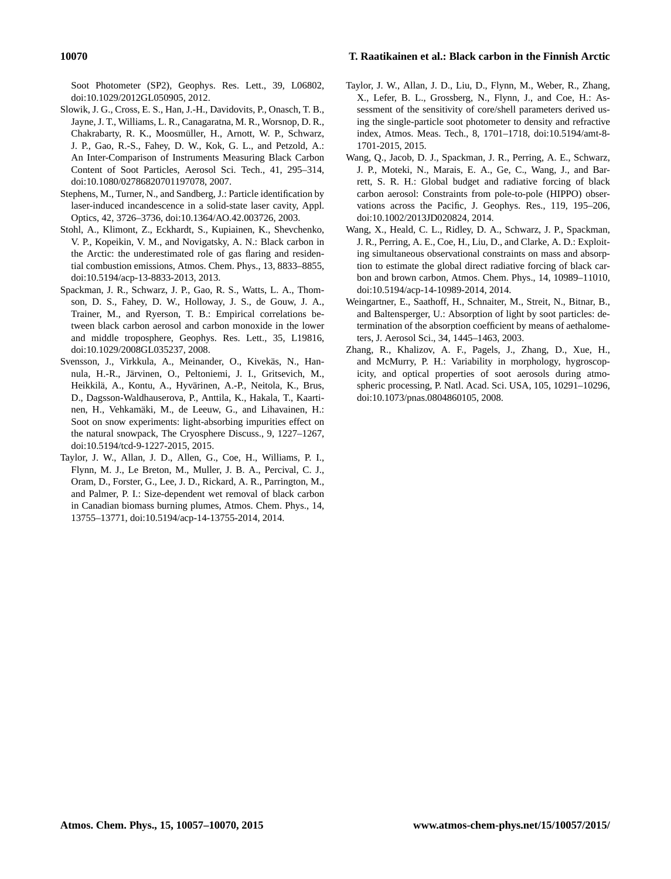Soot Photometer (SP2), Geophys. Res. Lett., 39, L06802, doi:10.1029/2012GL050905, 2012.

Slowik, J. G., Cross, E. S., Han, J.-H., Davidovits, P., Onasch, T. B., Jayne, J. T., Williams, L. R., Canagaratna, M. R., Worsnop, D. R., Chakrabarty, R. K., Moosmüller, H., Arnott, W. P., Schwarz, J. P., Gao, R.-S., Fahey, D. W., Kok, G. L., and Petzold, A.: An Inter-Comparison of Instruments Measuring Black Carbon Content of Soot Particles, Aerosol Sci. Tech., 41, 295–314, doi:10.1080/02786820701197078, 2007.

Stephens, M., Turner, N., and Sandberg, J.: Particle identification by laser-induced incandescence in a solid-state laser cavity, Appl. Optics, 42, 3726–3736, doi:10.1364/AO.42.003726, 2003.

Stohl, A., Klimont, Z., Eckhardt, S., Kupiainen, K., Shevchenko, V. P., Kopeikin, V. M., and Novigatsky, A. N.: Black carbon in the Arctic: the underestimated role of gas flaring and residential combustion emissions, Atmos. Chem. Phys., 13, 8833–8855, doi:10.5194/acp-13-8833-2013, 2013.

Spackman, J. R., Schwarz, J. P., Gao, R. S., Watts, L. A., Thomson, D. S., Fahey, D. W., Holloway, J. S., de Gouw, J. A., Trainer, M., and Ryerson, T. B.: Empirical correlations between black carbon aerosol and carbon monoxide in the lower and middle troposphere, Geophys. Res. Lett., 35, L19816, doi:10.1029/2008GL035237, 2008.

Svensson, J., Virkkula, A., Meinander, O., Kivekäs, N., Hannula, H.-R., Järvinen, O., Peltoniemi, J. I., Gritsevich, M., Heikkilä, A., Kontu, A., Hyvärinen, A.-P., Neitola, K., Brus, D., Dagsson-Waldhauserova, P., Anttila, K., Hakala, T., Kaartinen, H., Vehkamäki, M., de Leeuw, G., and Lihavainen, H.: Soot on snow experiments: light-absorbing impurities effect on the natural snowpack, The Cryosphere Discuss., 9, 1227–1267, doi:10.5194/tcd-9-1227-2015, 2015.

Taylor, J. W., Allan, J. D., Allen, G., Coe, H., Williams, P. I., Flynn, M. J., Le Breton, M., Muller, J. B. A., Percival, C. J., Oram, D., Forster, G., Lee, J. D., Rickard, A. R., Parrington, M., and Palmer, P. I.: Size-dependent wet removal of black carbon in Canadian biomass burning plumes, Atmos. Chem. Phys., 14, 13755–13771, doi:10.5194/acp-14-13755-2014, 2014.

Taylor, J. W., Allan, J. D., Liu, D., Flynn, M., Weber, R., Zhang, X., Lefer, B. L., Grossberg, N., Flynn, J., and Coe, H.: Assessment of the sensitivity of core/shell parameters derived using the single-particle soot photometer to density and refractive index, Atmos. Meas. Tech., 8, 1701–1718, doi:10.5194/amt-8-1701-2015, 2015.

Wang, Q., Jacob, D. J., Spackman, J. R., Perring, A. E., Schwarz, J. P., Moteki, N., Marais, E. A., Ge, C., Wang, J., and Barrett, S. R. H.: Global budget and radiative forcing of black carbon aerosol: Constraints from pole-to-pole (HIPPO) observations across the Pacific, J. Geophys. Res., 119, 195–206, doi:10.1002/2013JD020824, 2014.

Wang, X., Heald, C. L., Ridley, D. A., Schwarz, J. P., Spackman, J. R., Perring, A. E., Coe, H., Liu, D., and Clarke, A. D.: Exploiting simultaneous observational constraints on mass and absorption to estimate the global direct radiative forcing of black carbon and brown carbon, Atmos. Chem. Phys., 14, 10989–11010, doi:10.5194/acp-14-10989-2014, 2014.

Weingartner, E., Saathoff, H., Schnaiter, M., Streit, N., Bitnar, B., and Baltensperger, U.: Absorption of light by soot particles: determination of the absorption coefficient by means of aethalometers, J. Aerosol Sci., 34, 1445–1463, 2003.

Zhang, R., Khalizov, A. F., Pagels, J., Zhang, D., Xue, H., and McMurry, P. H.: Variability in morphology, hygroscopicity, and optical properties of soot aerosols during atmospheric processing, P. Natl. Acad. Sci. USA, 105, 10291–10296, doi:10.1073/pnas.0804860105, 2008.